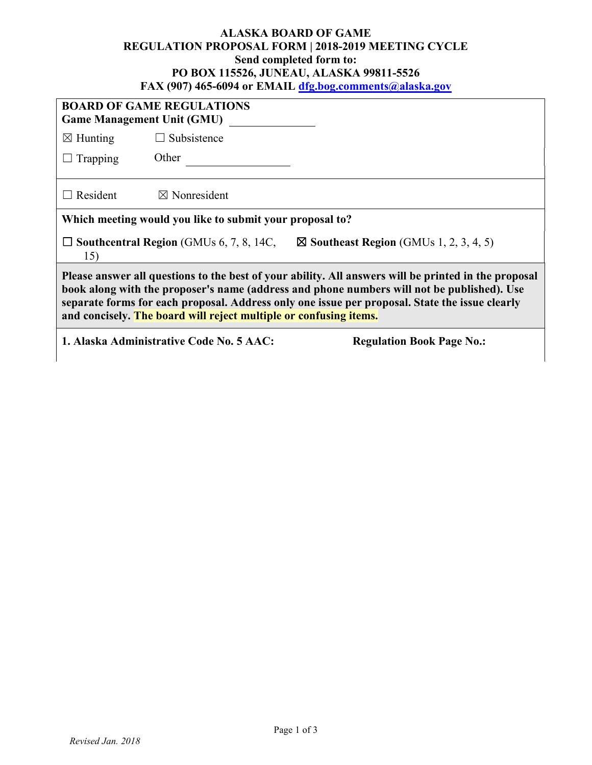**ALASKA BOARD OF GAME**
**REGULATION PROPOSAL FORM | 2018-2019 MEETING CYCLE**
**Send completed form to:**
**PO BOX 115526, JUNEAU, ALASKA 99811-5526**
**FAX (907) 465-6094 or EMAIL [dfg.bog.comments@alaska.gov](mailto:dfg.bog.comments@alaska.gov)**

**BOARD OF GAME REGULATIONS**
**Game Management Unit (GMU)** ______________

☒ Hunting ☐ Subsistence

☐ Trapping Other ________________

☐ Resident ☒ Nonresident

**Which meeting would you like to submit your proposal to?**

☐ **Southcentral Region** (GMUs 6, 7, 8, 14C, 15) ☒ **Southeast Region** (GMUs 1, 2, 3, 4, 5)

**Please answer all questions to the best of your ability. All answers will be printed in the proposal book along with the proposer's name (address and phone numbers will not be published). Use separate forms for each proposal. Address only one issue per proposal. State the issue clearly and concisely. The board will reject multiple or confusing items.**

**1. Alaska Administrative Code No. 5 AAC:** **Regulation Book Page No.:**

*Revised Jan. 2018*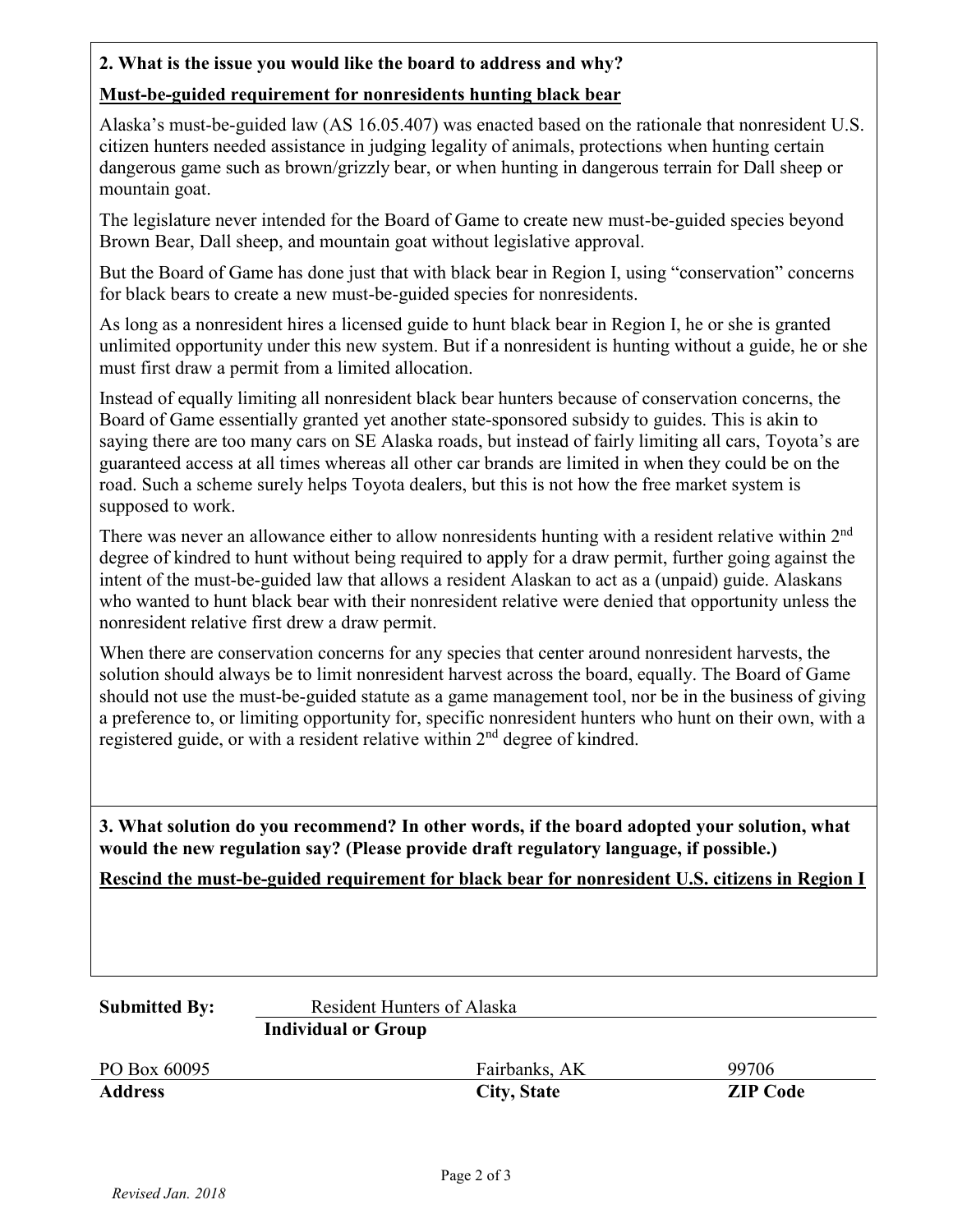**2. What is the issue you would like the board to address and why?**

**Must-be-guided requirement for nonresidents hunting black bear**

Alaska's must-be-guided law (AS 16.05.407) was enacted based on the rationale that nonresident U.S. citizen hunters needed assistance in judging legality of animals, protections when hunting certain dangerous game such as brown/grizzly bear, or when hunting in dangerous terrain for Dall sheep or mountain goat.

The legislature never intended for the Board of Game to create new must-be-guided species beyond Brown Bear, Dall sheep, and mountain goat without legislative approval.

But the Board of Game has done just that with black bear in Region I, using "conservation" concerns for black bears to create a new must-be-guided species for nonresidents.

As long as a nonresident hires a licensed guide to hunt black bear in Region I, he or she is granted unlimited opportunity under this new system. But if a nonresident is hunting without a guide, he or she must first draw a permit from a limited allocation.

Instead of equally limiting all nonresident black bear hunters because of conservation concerns, the Board of Game essentially granted yet another state-sponsored subsidy to guides. This is akin to saying there are too many cars on SE Alaska roads, but instead of fairly limiting all cars, Toyota's are guaranteed access at all times whereas all other car brands are limited in when they could be on the road. Such a scheme surely helps Toyota dealers, but this is not how the free market system is supposed to work.

There was never an allowance either to allow nonresidents hunting with a resident relative within 2nd degree of kindred to hunt without being required to apply for a draw permit, further going against the intent of the must-be-guided law that allows a resident Alaskan to act as a (unpaid) guide. Alaskans who wanted to hunt black bear with their nonresident relative were denied that opportunity unless the nonresident relative first drew a draw permit.

When there are conservation concerns for any species that center around nonresident harvests, the solution should always be to limit nonresident harvest across the board, equally. The Board of Game should not use the must-be-guided statute as a game management tool, nor be in the business of giving a preference to, or limiting opportunity for, specific nonresident hunters who hunt on their own, with a registered guide, or with a resident relative within 2nd degree of kindred.

**3. What solution do you recommend? In other words, if the board adopted your solution, what would the new regulation say? (Please provide draft regulatory language, if possible.)**

**Rescind the must-be-guided requirement for black bear for nonresident U.S. citizens in Region I**

**Submitted By:** Resident Hunters of Alaska
**Individual or Group**

| PO Box 60095 | Fairbanks, AK | 99706 |
|---|---|---|
| **Address** | **City, State** | **ZIP Code** |

*Revised Jan. 2018*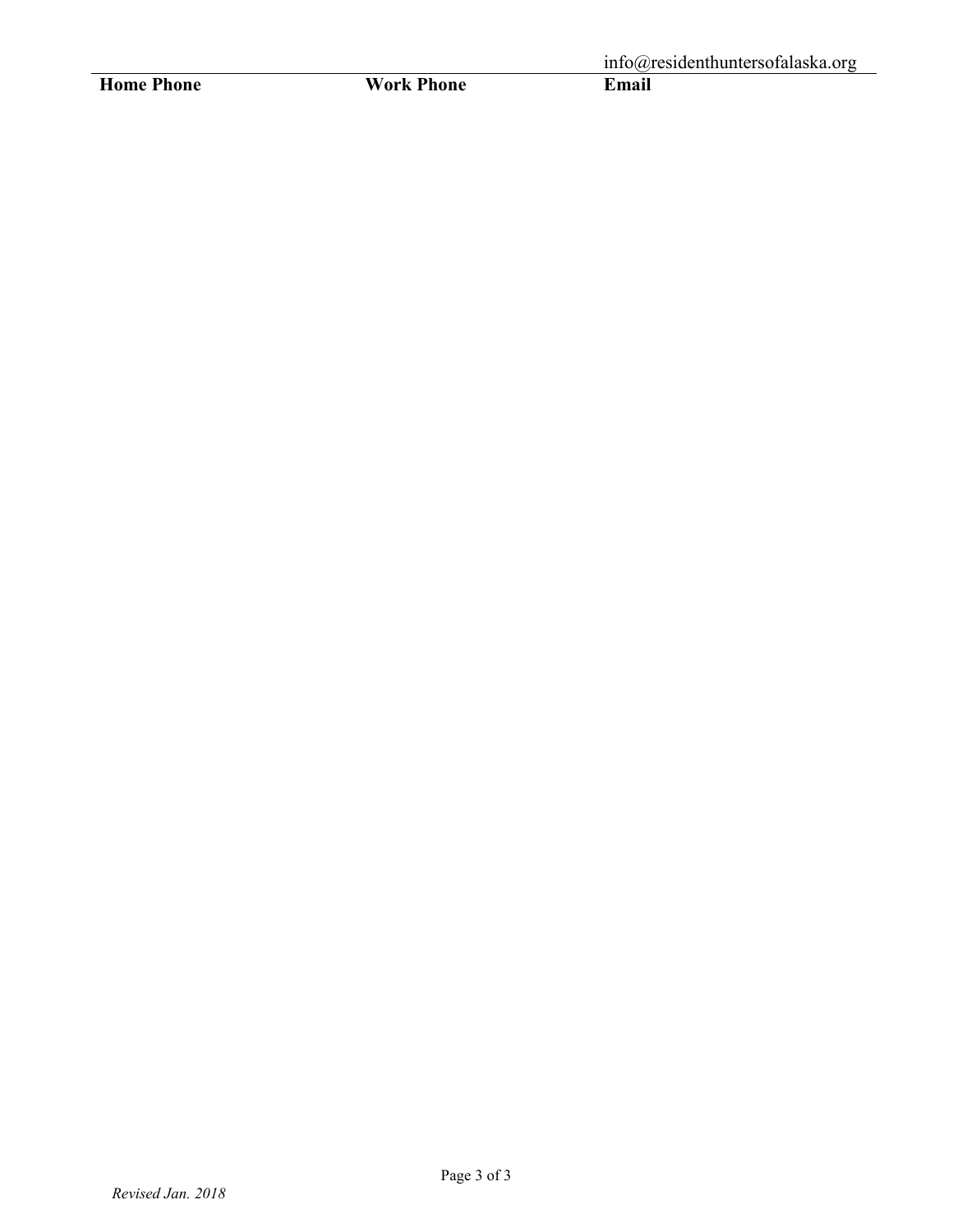| | | info@residenthuntersofalaska.org |
| --- | --- | --- |
| **Home Phone** | **Work Phone** | **Email** |

*Revised Jan. 2018*